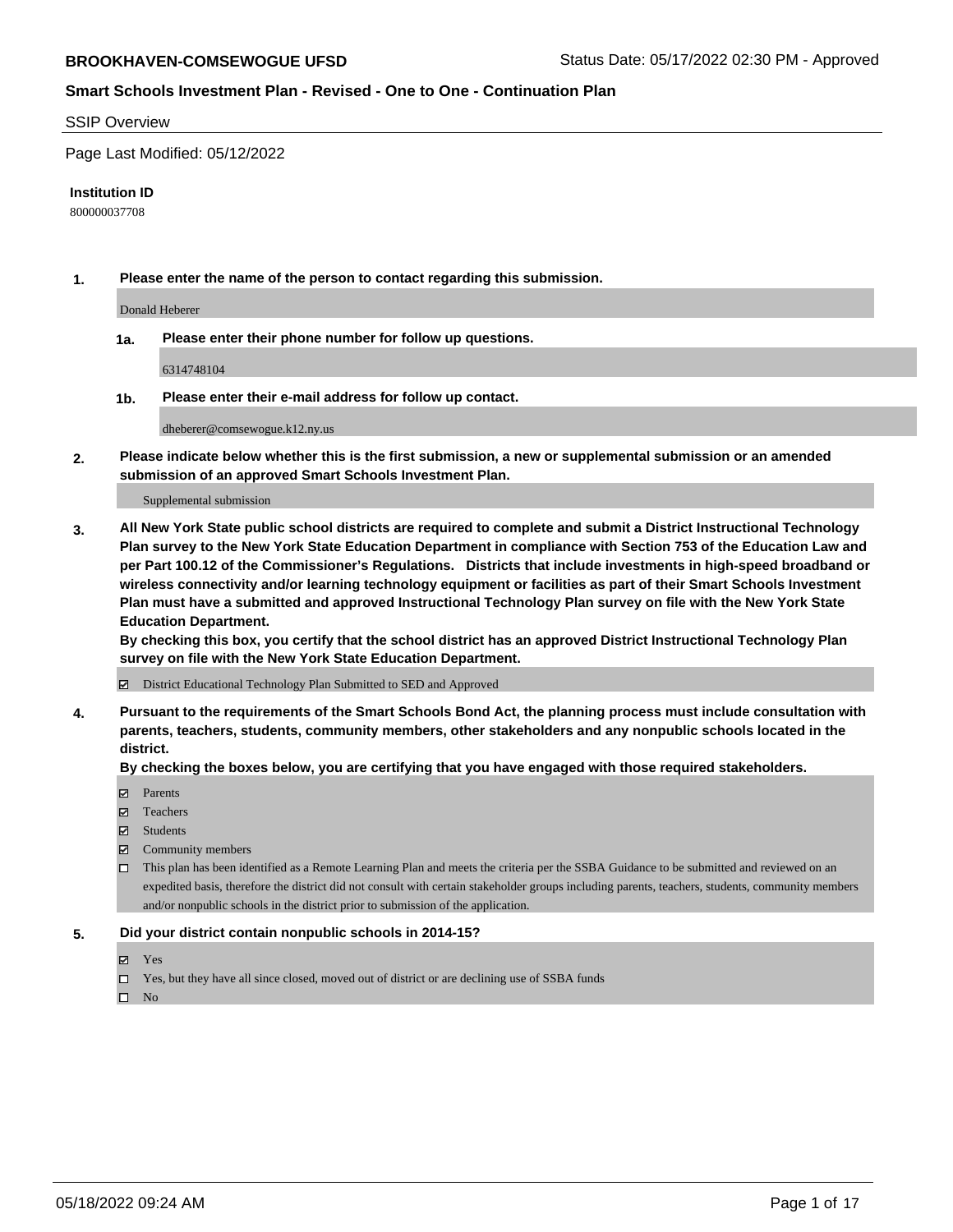**BROOKHAVEN-COMSEWOGUE UFSD**

Status Date: 05/17/2022 02:30 PM - Approved

## Smart Schools Investment Plan - Revised - One to One - Continuation Plan

### SSIP Overview

Page Last Modified: 05/12/2022

**Institution ID**

800000037708

**1. Please enter the name of the person to contact regarding this submission.**

Donald Heberer

**1a. Please enter their phone number for follow up questions.**

6314748104

**1b. Please enter their e-mail address for follow up contact.**

dheberer@comsewogue.k12.ny.us

**2. Please indicate below whether this is the first submission, a new or supplemental submission or an amended submission of an approved Smart Schools Investment Plan.**

Supplemental submission

**3. All New York State public school districts are required to complete and submit a District Instructional Technology Plan survey to the New York State Education Department in compliance with Section 753 of the Education Law and per Part 100.12 of the Commissioner's Regulations. Districts that include investments in high-speed broadband or wireless connectivity and/or learning technology equipment or facilities as part of their Smart Schools Investment Plan must have a submitted and approved Instructional Technology Plan survey on file with the New York State Education Department.**
**By checking this box, you certify that the school district has an approved District Instructional Technology Plan survey on file with the New York State Education Department.**

- [x] District Educational Technology Plan Submitted to SED and Approved

**4. Pursuant to the requirements of the Smart Schools Bond Act, the planning process must include consultation with parents, teachers, students, community members, other stakeholders and any nonpublic schools located in the district.**
**By checking the boxes below, you are certifying that you have engaged with those required stakeholders.**

- [x] Parents
- [x] Teachers
- [x] Students
- [x] Community members
- [ ] This plan has been identified as a Remote Learning Plan and meets the criteria per the SSBA Guidance to be submitted and reviewed on an expedited basis, therefore the district did not consult with certain stakeholder groups including parents, teachers, students, community members and/or nonpublic schools in the district prior to submission of the application.

**5. Did your district contain nonpublic schools in 2014-15?**

- [x] Yes
- [ ] Yes, but they have all since closed, moved out of district or are declining use of SSBA funds
- [ ] No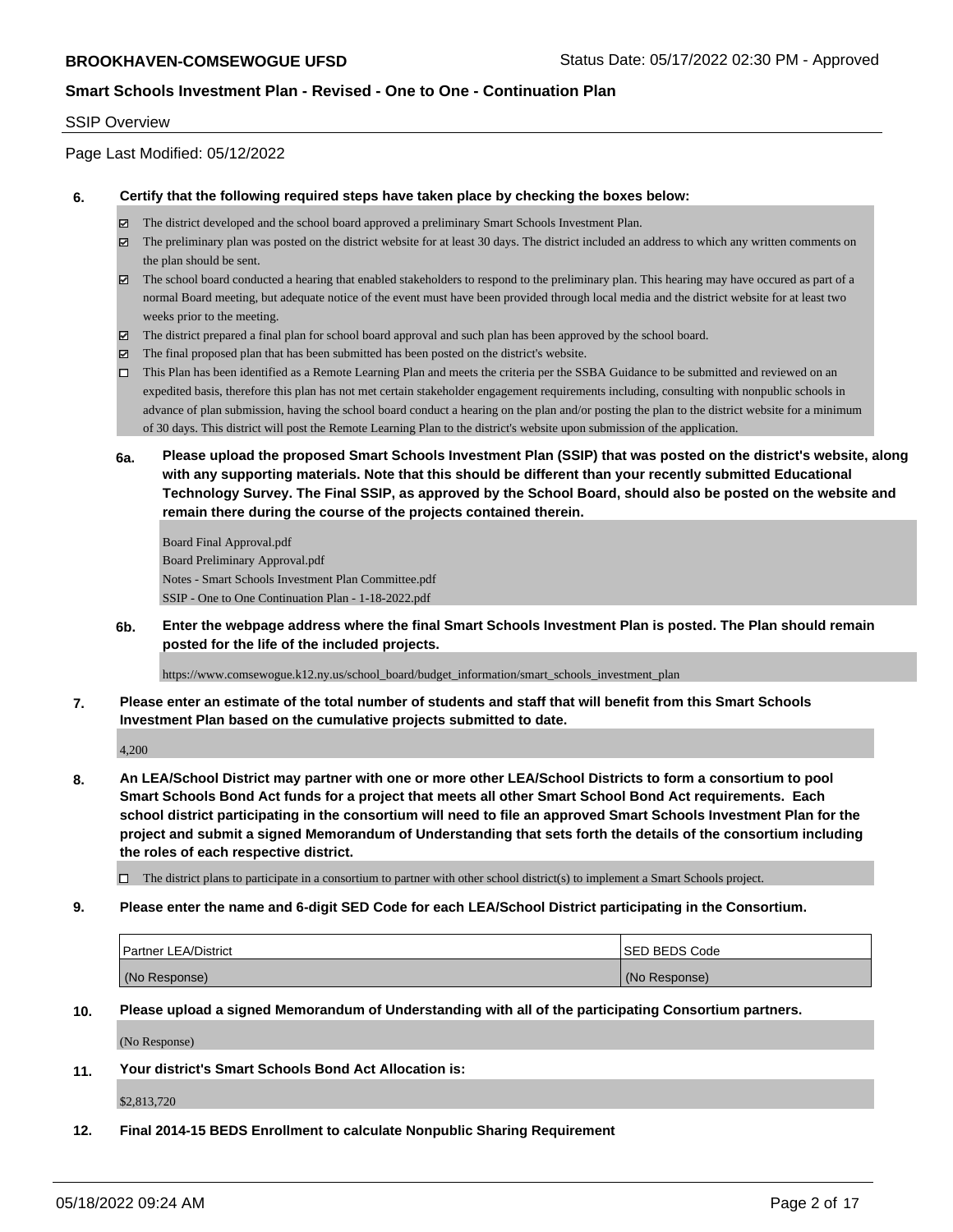## SSIP Overview

Page Last Modified: 05/12/2022

**6. Certify that the following required steps have taken place by checking the boxes below:**

- [x] The district developed and the school board approved a preliminary Smart Schools Investment Plan.
- [x] The preliminary plan was posted on the district website for at least 30 days. The district included an address to which any written comments on the plan should be sent.
- [x] The school board conducted a hearing that enabled stakeholders to respond to the preliminary plan. This hearing may have occured as part of a normal Board meeting, but adequate notice of the event must have been provided through local media and the district website for at least two weeks prior to the meeting.
- [x] The district prepared a final plan for school board approval and such plan has been approved by the school board.
- [x] The final proposed plan that has been submitted has been posted on the district's website.
- [ ] This Plan has been identified as a Remote Learning Plan and meets the criteria per the SSBA Guidance to be submitted and reviewed on an expedited basis, therefore this plan has not met certain stakeholder engagement requirements including, consulting with nonpublic schools in advance of plan submission, having the school board conduct a hearing on the plan and/or posting the plan to the district website for a minimum of 30 days. This district will post the Remote Learning Plan to the district's website upon submission of the application.

**6a. Please upload the proposed Smart Schools Investment Plan (SSIP) that was posted on the district's website, along with any supporting materials. Note that this should be different than your recently submitted Educational Technology Survey. The Final SSIP, as approved by the School Board, should also be posted on the website and remain there during the course of the projects contained therein.**

Board Final Approval.pdf
Board Preliminary Approval.pdf
Notes - Smart Schools Investment Plan Committee.pdf
SSIP - One to One Continuation Plan - 1-18-2022.pdf

**6b. Enter the webpage address where the final Smart Schools Investment Plan is posted. The Plan should remain posted for the life of the included projects.**

https://www.comsewogue.k12.ny.us/school_board/budget_information/smart_schools_investment_plan

**7. Please enter an estimate of the total number of students and staff that will benefit from this Smart Schools Investment Plan based on the cumulative projects submitted to date.**

4,200

**8. An LEA/School District may partner with one or more other LEA/School Districts to form a consortium to pool Smart Schools Bond Act funds for a project that meets all other Smart School Bond Act requirements. Each school district participating in the consortium will need to file an approved Smart Schools Investment Plan for the project and submit a signed Memorandum of Understanding that sets forth the details of the consortium including the roles of each respective district.**

- [ ] The district plans to participate in a consortium to partner with other school district(s) to implement a Smart Schools project.

**9. Please enter the name and 6-digit SED Code for each LEA/School District participating in the Consortium.**

| Partner LEA/District | SED BEDS Code |
|---|---|
| (No Response) | (No Response) |

**10. Please upload a signed Memorandum of Understanding with all of the participating Consortium partners.**

(No Response)

**11. Your district's Smart Schools Bond Act Allocation is:**

$2,813,720

**12. Final 2014-15 BEDS Enrollment to calculate Nonpublic Sharing Requirement**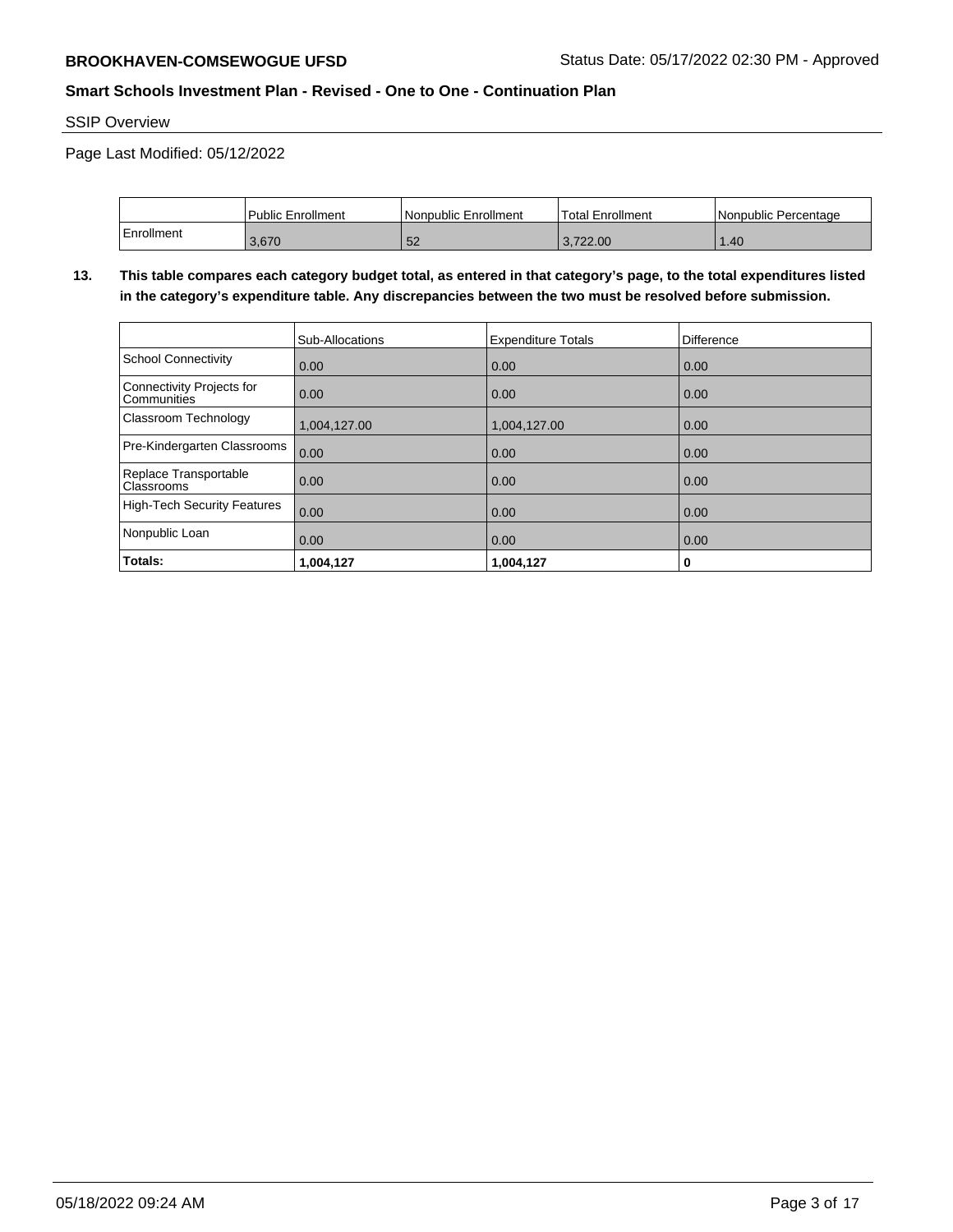SSIP Overview

Page Last Modified: 05/12/2022

| | Public Enrollment | Nonpublic Enrollment | Total Enrollment | Nonpublic Percentage |
|---|---|---|---|---|
| Enrollment | 3,670 | 52 | 3,722.00 | 1.40 |

**13. This table compares each category budget total, as entered in that category's page, to the total expenditures listed in the category's expenditure table. Any discrepancies between the two must be resolved before submission.**

| | Sub-Allocations | Expenditure Totals | Difference |
|---|---|---|---|
| School Connectivity | 0.00 | 0.00 | 0.00 |
| Connectivity Projects for Communities | 0.00 | 0.00 | 0.00 |
| Classroom Technology | 1,004,127.00 | 1,004,127.00 | 0.00 |
| Pre-Kindergarten Classrooms | 0.00 | 0.00 | 0.00 |
| Replace Transportable Classrooms | 0.00 | 0.00 | 0.00 |
| High-Tech Security Features | 0.00 | 0.00 | 0.00 |
| Nonpublic Loan | 0.00 | 0.00 | 0.00 |
| **Totals:** | **1,004,127** | **1,004,127** | **0** |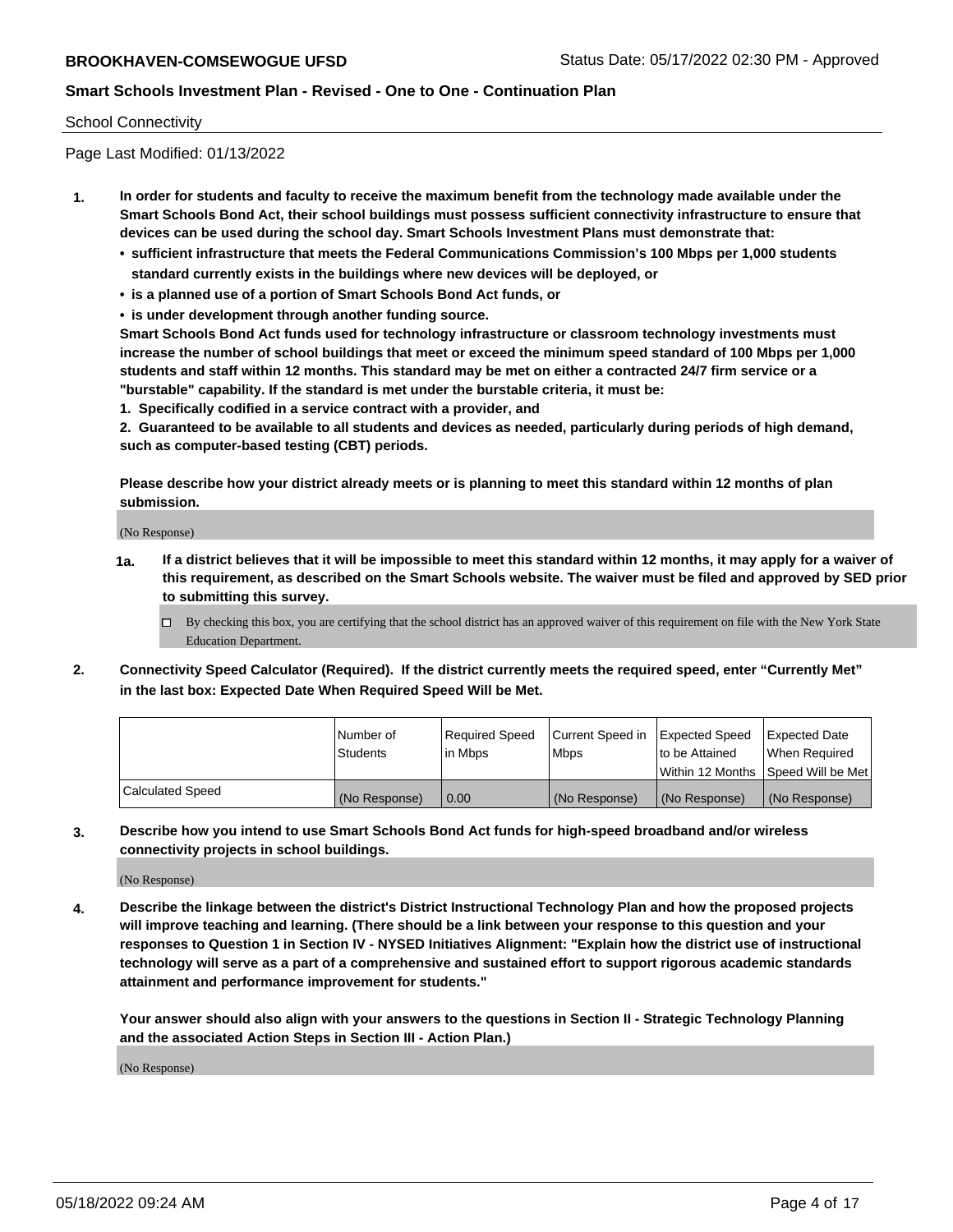School Connectivity

Page Last Modified: 01/13/2022

**1. In order for students and faculty to receive the maximum benefit from the technology made available under the Smart Schools Bond Act, their school buildings must possess sufficient connectivity infrastructure to ensure that devices can be used during the school day. Smart Schools Investment Plans must demonstrate that:**

- **sufficient infrastructure that meets the Federal Communications Commission's 100 Mbps per 1,000 students standard currently exists in the buildings where new devices will be deployed, or**
- **is a planned use of a portion of Smart Schools Bond Act funds, or**
- **is under development through another funding source.**

**Smart Schools Bond Act funds used for technology infrastructure or classroom technology investments must increase the number of school buildings that meet or exceed the minimum speed standard of 100 Mbps per 1,000 students and staff within 12 months. This standard may be met on either a contracted 24/7 firm service or a "burstable" capability. If the standard is met under the burstable criteria, it must be:**

**1. Specifically codified in a service contract with a provider, and**

**2. Guaranteed to be available to all students and devices as needed, particularly during periods of high demand, such as computer-based testing (CBT) periods.**

**Please describe how your district already meets or is planning to meet this standard within 12 months of plan submission.**

(No Response)

**1a. If a district believes that it will be impossible to meet this standard within 12 months, it may apply for a waiver of this requirement, as described on the Smart Schools website. The waiver must be filed and approved by SED prior to submitting this survey.**

☐ By checking this box, you are certifying that the school district has an approved waiver of this requirement on file with the New York State Education Department.

**2. Connectivity Speed Calculator (Required). If the district currently meets the required speed, enter "Currently Met" in the last box: Expected Date When Required Speed Will be Met.**

| | Number of Students | Required Speed in Mbps | Current Speed in Mbps | Expected Speed to be Attained Within 12 Months | Expected Date When Required Speed Will be Met |
|---|---|---|---|---|---|
| Calculated Speed | (No Response) | 0.00 | (No Response) | (No Response) | (No Response) |

**3. Describe how you intend to use Smart Schools Bond Act funds for high-speed broadband and/or wireless connectivity projects in school buildings.**

(No Response)

**4. Describe the linkage between the district's District Instructional Technology Plan and how the proposed projects will improve teaching and learning. (There should be a link between your response to this question and your responses to Question 1 in Section IV - NYSED Initiatives Alignment: "Explain how the district use of instructional technology will serve as a part of a comprehensive and sustained effort to support rigorous academic standards attainment and performance improvement for students."**

**Your answer should also align with your answers to the questions in Section II - Strategic Technology Planning and the associated Action Steps in Section III - Action Plan.)**

(No Response)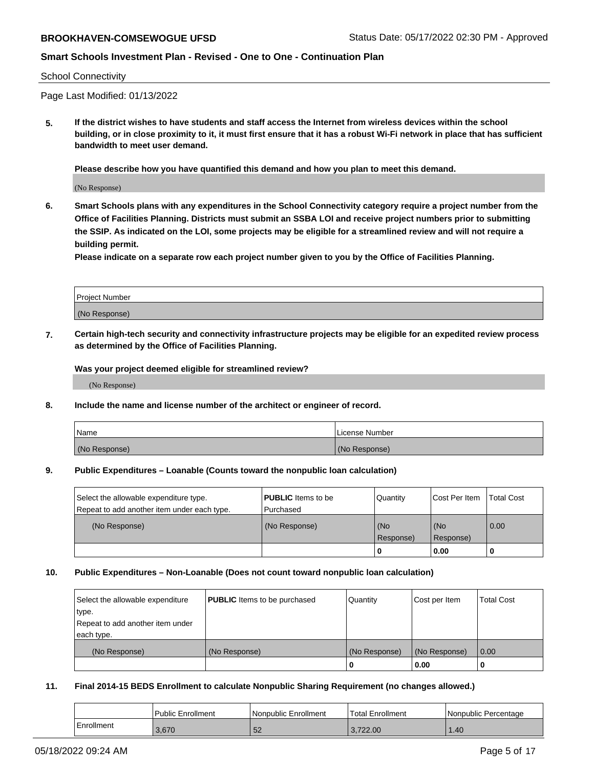School Connectivity

Page Last Modified: 01/13/2022

**5. If the district wishes to have students and staff access the Internet from wireless devices within the school building, or in close proximity to it, it must first ensure that it has a robust Wi-Fi network in place that has sufficient bandwidth to meet user demand.**

**Please describe how you have quantified this demand and how you plan to meet this demand.**

(No Response)

**6. Smart Schools plans with any expenditures in the School Connectivity category require a project number from the Office of Facilities Planning. Districts must submit an SSBA LOI and receive project numbers prior to submitting the SSIP. As indicated on the LOI, some projects may be eligible for a streamlined review and will not require a building permit.**

**Please indicate on a separate row each project number given to you by the Office of Facilities Planning.**

| Project Number |
| --- |
| (No Response) |

**7. Certain high-tech security and connectivity infrastructure projects may be eligible for an expedited review process as determined by the Office of Facilities Planning.**

**Was your project deemed eligible for streamlined review?**

(No Response)

**8. Include the name and license number of the architect or engineer of record.**

| Name | License Number |
| --- | --- |
| (No Response) | (No Response) |

**9. Public Expenditures – Loanable (Counts toward the nonpublic loan calculation)**

| Select the allowable expenditure type. Repeat to add another item under each type. | **PUBLIC** Items to be Purchased | Quantity | Cost Per Item | Total Cost |
| --- | --- | --- | --- | --- |
| (No Response) | (No Response) | (No Response) | (No Response) | 0.00 |
| | | **0** | **0.00** | **0** |

**10. Public Expenditures – Non-Loanable (Does not count toward nonpublic loan calculation)**

| Select the allowable expenditure type. Repeat to add another item under each type. | **PUBLIC** Items to be purchased | Quantity | Cost per Item | Total Cost |
| --- | --- | --- | --- | --- |
| (No Response) | (No Response) | (No Response) | (No Response) | 0.00 |
| | | **0** | **0.00** | **0** |

**11. Final 2014-15 BEDS Enrollment to calculate Nonpublic Sharing Requirement (no changes allowed.)**

| | Public Enrollment | Nonpublic Enrollment | Total Enrollment | Nonpublic Percentage |
| --- | --- | --- | --- | --- |
| Enrollment | 3,670 | 52 | 3,722.00 | 1.40 |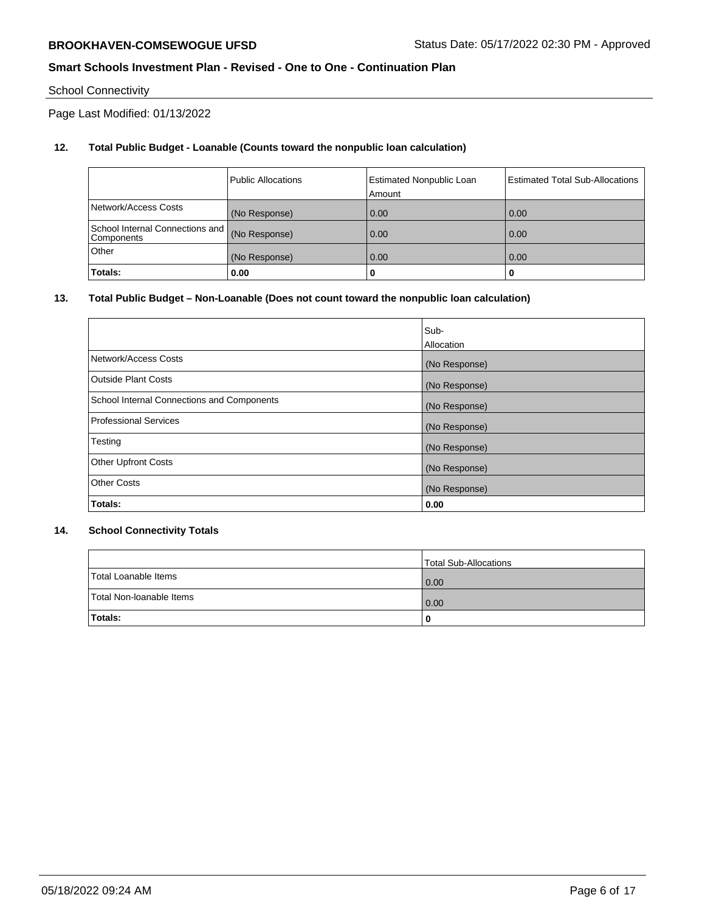School Connectivity

Page Last Modified: 01/13/2022

**12. Total Public Budget - Loanable (Counts toward the nonpublic loan calculation)**

| | Public Allocations | Estimated Nonpublic Loan Amount | Estimated Total Sub-Allocations |
|---|---|---|---|
| Network/Access Costs | (No Response) | 0.00 | 0.00 |
| School Internal Connections and Components | (No Response) | 0.00 | 0.00 |
| Other | (No Response) | 0.00 | 0.00 |
| **Totals:** | **0.00** | **0** | **0** |

**13. Total Public Budget – Non-Loanable (Does not count toward the nonpublic loan calculation)**

| | Sub-Allocation |
|---|---|
| Network/Access Costs | (No Response) |
| Outside Plant Costs | (No Response) |
| School Internal Connections and Components | (No Response) |
| Professional Services | (No Response) |
| Testing | (No Response) |
| Other Upfront Costs | (No Response) |
| Other Costs | (No Response) |
| **Totals:** | **0.00** |

**14. School Connectivity Totals**

| | Total Sub-Allocations |
|---|---|
| Total Loanable Items | 0.00 |
| Total Non-loanable Items | 0.00 |
| **Totals:** | **0** |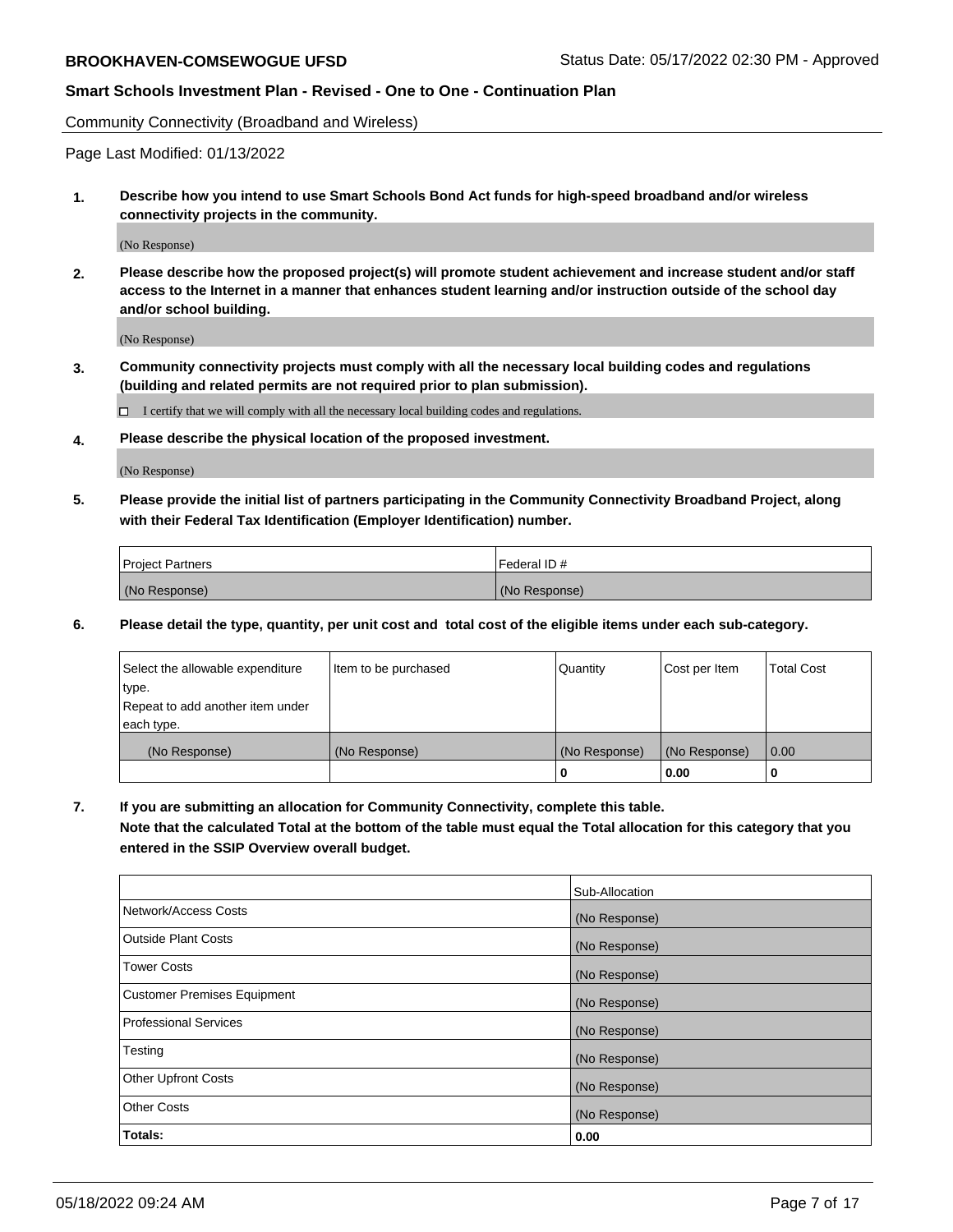Community Connectivity (Broadband and Wireless)

Page Last Modified: 01/13/2022

**1. Describe how you intend to use Smart Schools Bond Act funds for high-speed broadband and/or wireless connectivity projects in the community.**

(No Response)

**2. Please describe how the proposed project(s) will promote student achievement and increase student and/or staff access to the Internet in a manner that enhances student learning and/or instruction outside of the school day and/or school building.**

(No Response)

**3. Community connectivity projects must comply with all the necessary local building codes and regulations (building and related permits are not required prior to plan submission).**

☐ I certify that we will comply with all the necessary local building codes and regulations.

**4. Please describe the physical location of the proposed investment.**

(No Response)

**5. Please provide the initial list of partners participating in the Community Connectivity Broadband Project, along with their Federal Tax Identification (Employer Identification) number.**

| Project Partners | Federal ID # |
|---|---|
| (No Response) | (No Response) |

**6. Please detail the type, quantity, per unit cost and total cost of the eligible items under each sub-category.**

| Select the allowable expenditure type. Repeat to add another item under each type. | Item to be purchased | Quantity | Cost per Item | Total Cost |
|---|---|---|---|---|
| (No Response) | (No Response) | (No Response) | (No Response) | 0.00 |
| | | **0** | **0.00** | **0** |

**7. If you are submitting an allocation for Community Connectivity, complete this table.**
**Note that the calculated Total at the bottom of the table must equal the Total allocation for this category that you entered in the SSIP Overview overall budget.**

| | Sub-Allocation |
|---|---|
| Network/Access Costs | (No Response) |
| Outside Plant Costs | (No Response) |
| Tower Costs | (No Response) |
| Customer Premises Equipment | (No Response) |
| Professional Services | (No Response) |
| Testing | (No Response) |
| Other Upfront Costs | (No Response) |
| Other Costs | (No Response) |
| **Totals:** | **0.00** |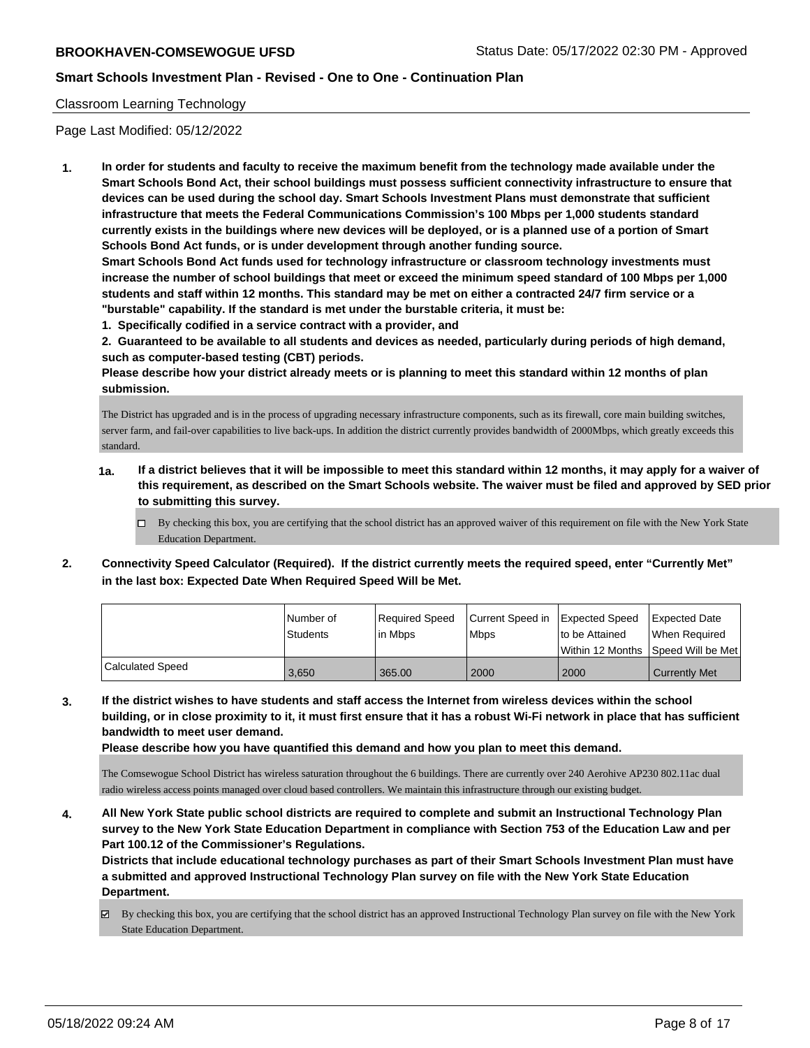Classroom Learning Technology

Page Last Modified: 05/12/2022

**1. In order for students and faculty to receive the maximum benefit from the technology made available under the Smart Schools Bond Act, their school buildings must possess sufficient connectivity infrastructure to ensure that devices can be used during the school day. Smart Schools Investment Plans must demonstrate that sufficient infrastructure that meets the Federal Communications Commission's 100 Mbps per 1,000 students standard currently exists in the buildings where new devices will be deployed, or is a planned use of a portion of Smart Schools Bond Act funds, or is under development through another funding source.**

**Smart Schools Bond Act funds used for technology infrastructure or classroom technology investments must increase the number of school buildings that meet or exceed the minimum speed standard of 100 Mbps per 1,000 students and staff within 12 months. This standard may be met on either a contracted 24/7 firm service or a "burstable" capability. If the standard is met under the burstable criteria, it must be:**

**1. Specifically codified in a service contract with a provider, and**

**2. Guaranteed to be available to all students and devices as needed, particularly during periods of high demand, such as computer-based testing (CBT) periods.**

**Please describe how your district already meets or is planning to meet this standard within 12 months of plan submission.**

The District has upgraded and is in the process of upgrading necessary infrastructure components, such as its firewall, core main building switches, server farm, and fail-over capabilities to live back-ups. In addition the district currently provides bandwidth of 2000Mbps, which greatly exceeds this standard.

**1a. If a district believes that it will be impossible to meet this standard within 12 months, it may apply for a waiver of this requirement, as described on the Smart Schools website. The waiver must be filed and approved by SED prior to submitting this survey.**

☐ By checking this box, you are certifying that the school district has an approved waiver of this requirement on file with the New York State Education Department.

**2. Connectivity Speed Calculator (Required). If the district currently meets the required speed, enter "Currently Met" in the last box: Expected Date When Required Speed Will be Met.**

| | Number of Students | Required Speed in Mbps | Current Speed in Mbps | Expected Speed to be Attained Within 12 Months | Expected Date When Required Speed Will be Met |
|---|---|---|---|---|---|
| Calculated Speed | 3,650 | 365.00 | 2000 | 2000 | Currently Met |

**3. If the district wishes to have students and staff access the Internet from wireless devices within the school building, or in close proximity to it, it must first ensure that it has a robust Wi-Fi network in place that has sufficient bandwidth to meet user demand.**

**Please describe how you have quantified this demand and how you plan to meet this demand.**

The Comsewogue School District has wireless saturation throughout the 6 buildings. There are currently over 240 Aerohive AP230 802.11ac dual radio wireless access points managed over cloud based controllers. We maintain this infrastructure through our existing budget.

**4. All New York State public school districts are required to complete and submit an Instructional Technology Plan survey to the New York State Education Department in compliance with Section 753 of the Education Law and per Part 100.12 of the Commissioner's Regulations.**

**Districts that include educational technology purchases as part of their Smart Schools Investment Plan must have a submitted and approved Instructional Technology Plan survey on file with the New York State Education Department.**

☑ By checking this box, you are certifying that the school district has an approved Instructional Technology Plan survey on file with the New York State Education Department.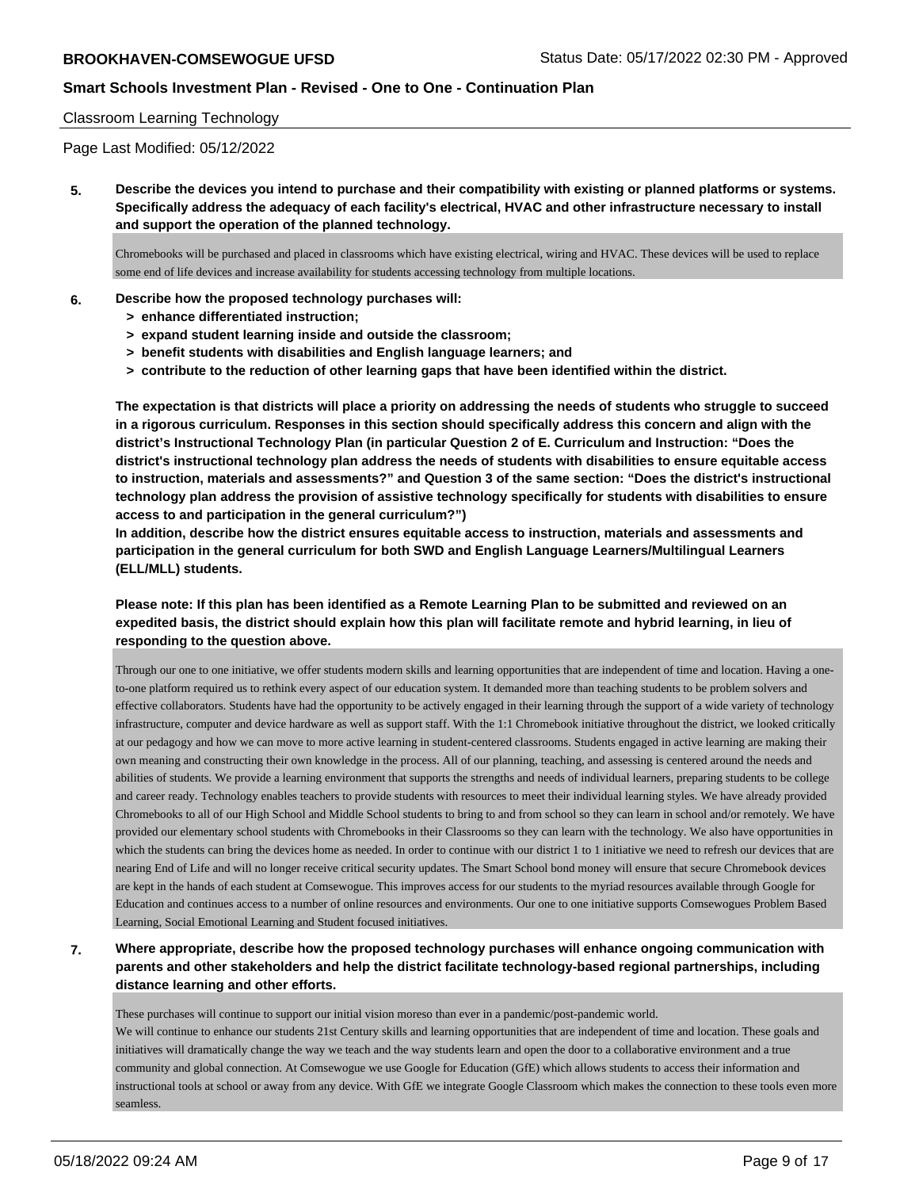Classroom Learning Technology

Page Last Modified: 05/12/2022

**5. Describe the devices you intend to purchase and their compatibility with existing or planned platforms or systems. Specifically address the adequacy of each facility's electrical, HVAC and other infrastructure necessary to install and support the operation of the planned technology.**

Chromebooks will be purchased and placed in classrooms which have existing electrical, wiring and HVAC. These devices will be used to replace some end of life devices and increase availability for students accessing technology from multiple locations.

**6. Describe how the proposed technology purchases will:**
**> enhance differentiated instruction;**
**> expand student learning inside and outside the classroom;**
**> benefit students with disabilities and English language learners; and**
**> contribute to the reduction of other learning gaps that have been identified within the district.**

**The expectation is that districts will place a priority on addressing the needs of students who struggle to succeed in a rigorous curriculum. Responses in this section should specifically address this concern and align with the district's Instructional Technology Plan (in particular Question 2 of E. Curriculum and Instruction: "Does the district's instructional technology plan address the needs of students with disabilities to ensure equitable access to instruction, materials and assessments?" and Question 3 of the same section: "Does the district's instructional technology plan address the provision of assistive technology specifically for students with disabilities to ensure access to and participation in the general curriculum?")**
**In addition, describe how the district ensures equitable access to instruction, materials and assessments and participation in the general curriculum for both SWD and English Language Learners/Multilingual Learners (ELL/MLL) students.**

**Please note: If this plan has been identified as a Remote Learning Plan to be submitted and reviewed on an expedited basis, the district should explain how this plan will facilitate remote and hybrid learning, in lieu of responding to the question above.**

Through our one to one initiative, we offer students modern skills and learning opportunities that are independent of time and location. Having a one-to-one platform required us to rethink every aspect of our education system. It demanded more than teaching students to be problem solvers and effective collaborators. Students have had the opportunity to be actively engaged in their learning through the support of a wide variety of technology infrastructure, computer and device hardware as well as support staff. With the 1:1 Chromebook initiative throughout the district, we looked critically at our pedagogy and how we can move to more active learning in student-centered classrooms. Students engaged in active learning are making their own meaning and constructing their own knowledge in the process. All of our planning, teaching, and assessing is centered around the needs and abilities of students. We provide a learning environment that supports the strengths and needs of individual learners, preparing students to be college and career ready. Technology enables teachers to provide students with resources to meet their individual learning styles. We have already provided Chromebooks to all of our High School and Middle School students to bring to and from school so they can learn in school and/or remotely. We have provided our elementary school students with Chromebooks in their Classrooms so they can learn with the technology. We also have opportunities in which the students can bring the devices home as needed. In order to continue with our district 1 to 1 initiative we need to refresh our devices that are nearing End of Life and will no longer receive critical security updates. The Smart School bond money will ensure that secure Chromebook devices are kept in the hands of each student at Comsewogue. This improves access for our students to the myriad resources available through Google for Education and continues access to a number of online resources and environments. Our one to one initiative supports Comsewogues Problem Based Learning, Social Emotional Learning and Student focused initiatives.

**7. Where appropriate, describe how the proposed technology purchases will enhance ongoing communication with parents and other stakeholders and help the district facilitate technology-based regional partnerships, including distance learning and other efforts.**

These purchases will continue to support our initial vision moreso than ever in a pandemic/post-pandemic world.
We will continue to enhance our students 21st Century skills and learning opportunities that are independent of time and location. These goals and initiatives will dramatically change the way we teach and the way students learn and open the door to a collaborative environment and a true community and global connection. At Comsewogue we use Google for Education (GfE) which allows students to access their information and instructional tools at school or away from any device. With GfE we integrate Google Classroom which makes the connection to these tools even more seamless.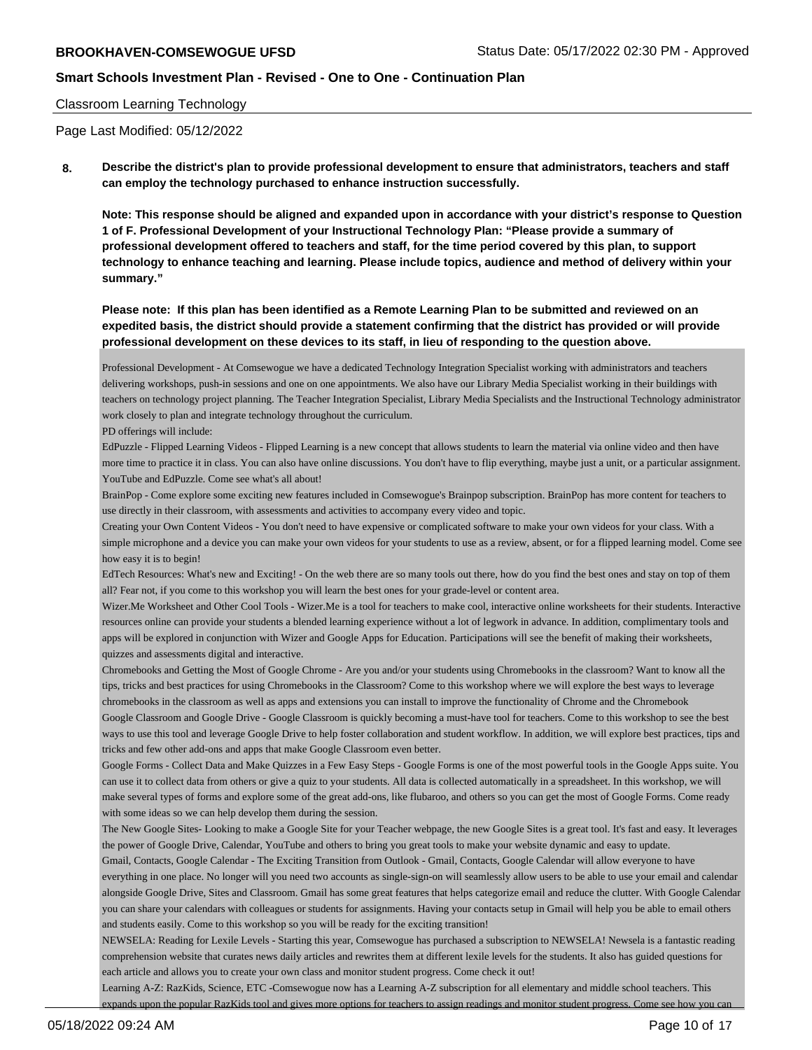Classroom Learning Technology

Page Last Modified: 05/12/2022

**8. Describe the district's plan to provide professional development to ensure that administrators, teachers and staff can employ the technology purchased to enhance instruction successfully.**

**Note: This response should be aligned and expanded upon in accordance with your district's response to Question 1 of F. Professional Development of your Instructional Technology Plan: "Please provide a summary of professional development offered to teachers and staff, for the time period covered by this plan, to support technology to enhance teaching and learning. Please include topics, audience and method of delivery within your summary."**

**Please note: If this plan has been identified as a Remote Learning Plan to be submitted and reviewed on an expedited basis, the district should provide a statement confirming that the district has provided or will provide professional development on these devices to its staff, in lieu of responding to the question above.**

Professional Development - At Comsewogue we have a dedicated Technology Integration Specialist working with administrators and teachers delivering workshops, push-in sessions and one on one appointments. We also have our Library Media Specialist working in their buildings with teachers on technology project planning. The Teacher Integration Specialist, Library Media Specialists and the Instructional Technology administrator work closely to plan and integrate technology throughout the curriculum.

PD offerings will include:

EdPuzzle - Flipped Learning Videos - Flipped Learning is a new concept that allows students to learn the material via online video and then have more time to practice it in class. You can also have online discussions. You don't have to flip everything, maybe just a unit, or a particular assignment. YouTube and EdPuzzle. Come see what's all about!

BrainPop - Come explore some exciting new features included in Comsewogue's Brainpop subscription. BrainPop has more content for teachers to use directly in their classroom, with assessments and activities to accompany every video and topic.

Creating your Own Content Videos - You don't need to have expensive or complicated software to make your own videos for your class. With a simple microphone and a device you can make your own videos for your students to use as a review, absent, or for a flipped learning model. Come see how easy it is to begin!

EdTech Resources: What's new and Exciting! - On the web there are so many tools out there, how do you find the best ones and stay on top of them all? Fear not, if you come to this workshop you will learn the best ones for your grade-level or content area.

Wizer.Me Worksheet and Other Cool Tools - Wizer.Me is a tool for teachers to make cool, interactive online worksheets for their students. Interactive resources online can provide your students a blended learning experience without a lot of legwork in advance. In addition, complimentary tools and apps will be explored in conjunction with Wizer and Google Apps for Education. Participations will see the benefit of making their worksheets, quizzes and assessments digital and interactive.

Chromebooks and Getting the Most of Google Chrome - Are you and/or your students using Chromebooks in the classroom? Want to know all the tips, tricks and best practices for using Chromebooks in the Classroom? Come to this workshop where we will explore the best ways to leverage chromebooks in the classroom as well as apps and extensions you can install to improve the functionality of Chrome and the Chromebook

Google Classroom and Google Drive - Google Classroom is quickly becoming a must-have tool for teachers. Come to this workshop to see the best ways to use this tool and leverage Google Drive to help foster collaboration and student workflow. In addition, we will explore best practices, tips and tricks and few other add-ons and apps that make Google Classroom even better.

Google Forms - Collect Data and Make Quizzes in a Few Easy Steps - Google Forms is one of the most powerful tools in the Google Apps suite. You can use it to collect data from others or give a quiz to your students. All data is collected automatically in a spreadsheet. In this workshop, we will make several types of forms and explore some of the great add-ons, like flubaroo, and others so you can get the most of Google Forms. Come ready with some ideas so we can help develop them during the session.

The New Google Sites- Looking to make a Google Site for your Teacher webpage, the new Google Sites is a great tool. It's fast and easy. It leverages the power of Google Drive, Calendar, YouTube and others to bring you great tools to make your website dynamic and easy to update.

Gmail, Contacts, Google Calendar - The Exciting Transition from Outlook - Gmail, Contacts, Google Calendar will allow everyone to have everything in one place. No longer will you need two accounts as single-sign-on will seamlessly allow users to be able to use your email and calendar alongside Google Drive, Sites and Classroom. Gmail has some great features that helps categorize email and reduce the clutter. With Google Calendar you can share your calendars with colleagues or students for assignments. Having your contacts setup in Gmail will help you be able to email others and students easily. Come to this workshop so you will be ready for the exciting transition!

NEWSELA: Reading for Lexile Levels - Starting this year, Comsewogue has purchased a subscription to NEWSELA! Newsela is a fantastic reading comprehension website that curates news daily articles and rewrites them at different lexile levels for the students. It also has guided questions for each article and allows you to create your own class and monitor student progress. Come check it out!

Learning A-Z: RazKids, Science, ETC -Comsewogue now has a Learning A-Z subscription for all elementary and middle school teachers. This expands upon the popular RazKids tool and gives more options for teachers to assign readings and monitor student progress. Come see how you can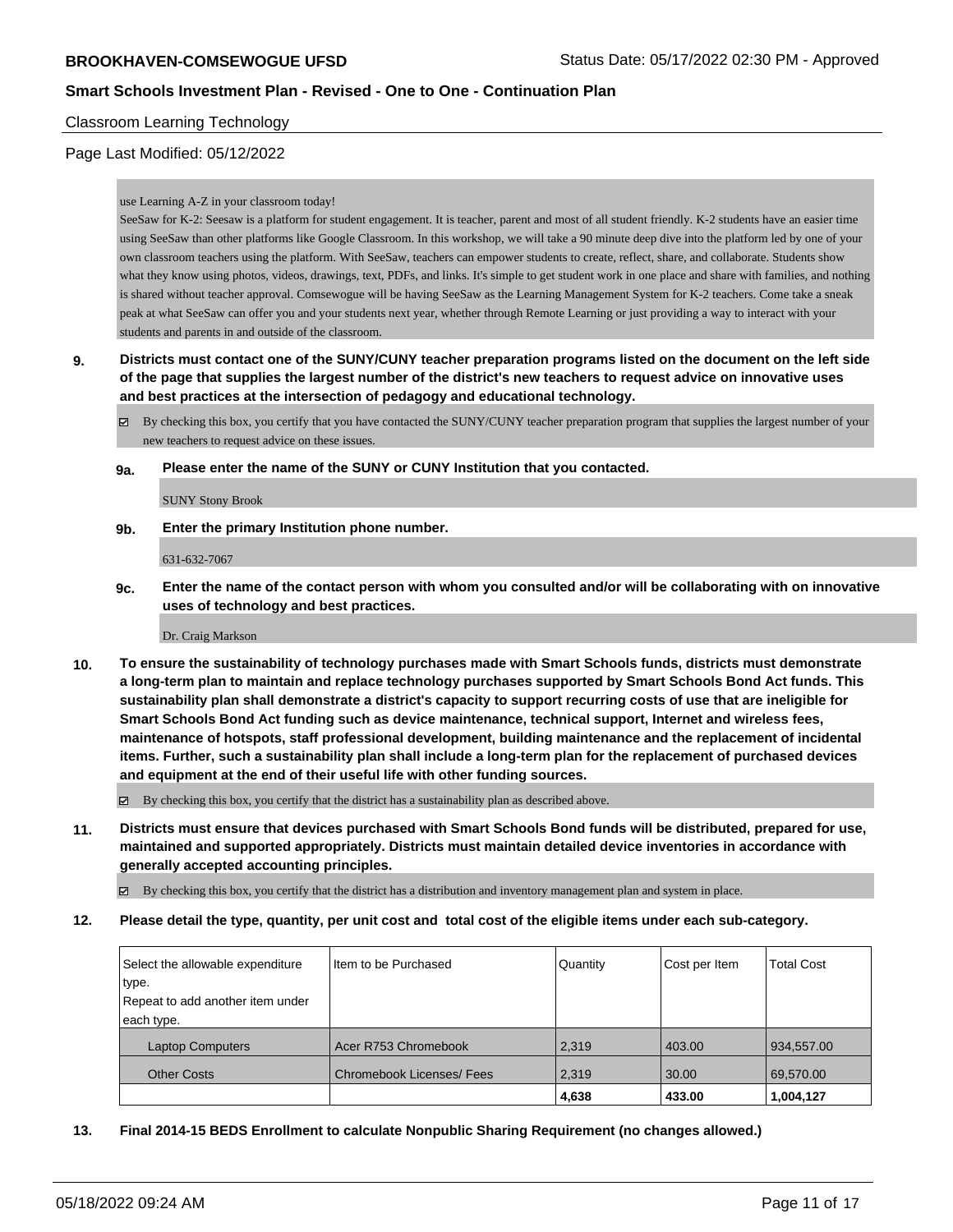Classroom Learning Technology

Page Last Modified: 05/12/2022

use Learning A-Z in your classroom today!
SeeSaw for K-2: Seesaw is a platform for student engagement. It is teacher, parent and most of all student friendly. K-2 students have an easier time using SeeSaw than other platforms like Google Classroom. In this workshop, we will take a 90 minute deep dive into the platform led by one of your own classroom teachers using the platform. With SeeSaw, teachers can empower students to create, reflect, share, and collaborate. Students show what they know using photos, videos, drawings, text, PDFs, and links. It's simple to get student work in one place and share with families, and nothing is shared without teacher approval. Comsewogue will be having SeeSaw as the Learning Management System for K-2 teachers. Come take a sneak peak at what SeeSaw can offer you and your students next year, whether through Remote Learning or just providing a way to interact with your students and parents in and outside of the classroom.

**9. Districts must contact one of the SUNY/CUNY teacher preparation programs listed on the document on the left side of the page that supplies the largest number of the district's new teachers to request advice on innovative uses and best practices at the intersection of pedagogy and educational technology.**

☑ By checking this box, you certify that you have contacted the SUNY/CUNY teacher preparation program that supplies the largest number of your new teachers to request advice on these issues.

**9a. Please enter the name of the SUNY or CUNY Institution that you contacted.**

SUNY Stony Brook

**9b. Enter the primary Institution phone number.**

631-632-7067

**9c. Enter the name of the contact person with whom you consulted and/or will be collaborating with on innovative uses of technology and best practices.**

Dr. Craig Markson

**10. To ensure the sustainability of technology purchases made with Smart Schools funds, districts must demonstrate a long-term plan to maintain and replace technology purchases supported by Smart Schools Bond Act funds. This sustainability plan shall demonstrate a district's capacity to support recurring costs of use that are ineligible for Smart Schools Bond Act funding such as device maintenance, technical support, Internet and wireless fees, maintenance of hotspots, staff professional development, building maintenance and the replacement of incidental items. Further, such a sustainability plan shall include a long-term plan for the replacement of purchased devices and equipment at the end of their useful life with other funding sources.**

☑ By checking this box, you certify that the district has a sustainability plan as described above.

**11. Districts must ensure that devices purchased with Smart Schools Bond funds will be distributed, prepared for use, maintained and supported appropriately. Districts must maintain detailed device inventories in accordance with generally accepted accounting principles.**

☑ By checking this box, you certify that the district has a distribution and inventory management plan and system in place.

**12. Please detail the type, quantity, per unit cost and total cost of the eligible items under each sub-category.**

| Select the allowable expenditure type. Repeat to add another item under each type. | Item to be Purchased | Quantity | Cost per Item | Total Cost |
|---|---|---|---|---|
| Laptop Computers | Acer R753 Chromebook | 2,319 | 403.00 | 934,557.00 |
| Other Costs | Chromebook Licenses/ Fees | 2,319 | 30.00 | 69,570.00 |
| | | **4,638** | **433.00** | **1,004,127** |

**13. Final 2014-15 BEDS Enrollment to calculate Nonpublic Sharing Requirement (no changes allowed.)**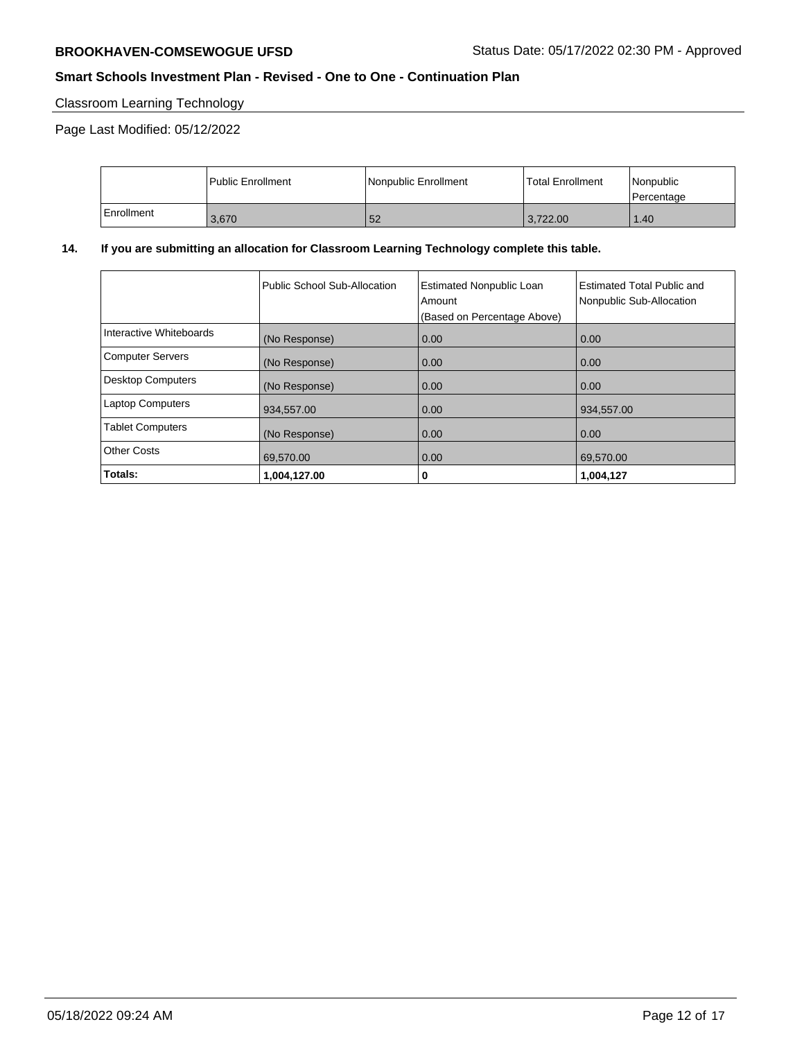## Classroom Learning Technology

Page Last Modified: 05/12/2022

| | Public Enrollment | Nonpublic Enrollment | Total Enrollment | Nonpublic Percentage |
|---|---|---|---|---|
| Enrollment | 3,670 | 52 | 3,722.00 | 1.40 |

**14. If you are submitting an allocation for Classroom Learning Technology complete this table.**

| | Public School Sub-Allocation | Estimated Nonpublic Loan Amount (Based on Percentage Above) | Estimated Total Public and Nonpublic Sub-Allocation |
|---|---|---|---|
| Interactive Whiteboards | (No Response) | 0.00 | 0.00 |
| Computer Servers | (No Response) | 0.00 | 0.00 |
| Desktop Computers | (No Response) | 0.00 | 0.00 |
| Laptop Computers | 934,557.00 | 0.00 | 934,557.00 |
| Tablet Computers | (No Response) | 0.00 | 0.00 |
| Other Costs | 69,570.00 | 0.00 | 69,570.00 |
| **Totals:** | **1,004,127.00** | **0** | **1,004,127** |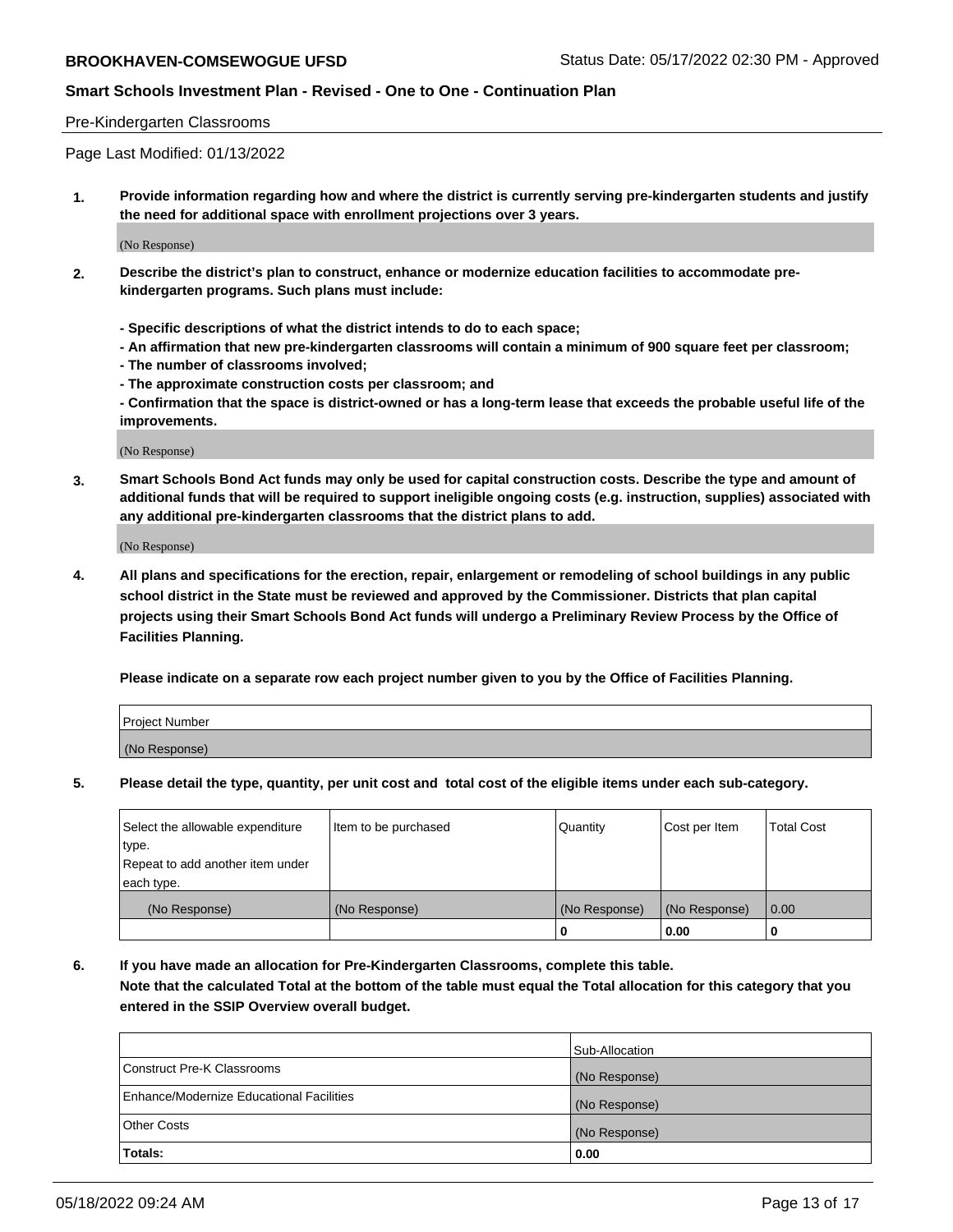Pre-Kindergarten Classrooms

Page Last Modified: 01/13/2022

**1. Provide information regarding how and where the district is currently serving pre-kindergarten students and justify the need for additional space with enrollment projections over 3 years.**

(No Response)

**2. Describe the district's plan to construct, enhance or modernize education facilities to accommodate pre-kindergarten programs. Such plans must include:**

**- Specific descriptions of what the district intends to do to each space;**
**- An affirmation that new pre-kindergarten classrooms will contain a minimum of 900 square feet per classroom;**
**- The number of classrooms involved;**
**- The approximate construction costs per classroom; and**
**- Confirmation that the space is district-owned or has a long-term lease that exceeds the probable useful life of the improvements.**

(No Response)

**3. Smart Schools Bond Act funds may only be used for capital construction costs. Describe the type and amount of additional funds that will be required to support ineligible ongoing costs (e.g. instruction, supplies) associated with any additional pre-kindergarten classrooms that the district plans to add.**

(No Response)

**4. All plans and specifications for the erection, repair, enlargement or remodeling of school buildings in any public school district in the State must be reviewed and approved by the Commissioner. Districts that plan capital projects using their Smart Schools Bond Act funds will undergo a Preliminary Review Process by the Office of Facilities Planning.**

**Please indicate on a separate row each project number given to you by the Office of Facilities Planning.**

| Project Number |
|---|
| (No Response) |

**5. Please detail the type, quantity, per unit cost and total cost of the eligible items under each sub-category.**

| Select the allowable expenditure type. Repeat to add another item under each type. | Item to be purchased | Quantity | Cost per Item | Total Cost |
|---|---|---|---|---|
| (No Response) | (No Response) | (No Response) | (No Response) | 0.00 |
| | | 0 | 0.00 | 0 |

**6. If you have made an allocation for Pre-Kindergarten Classrooms, complete this table. Note that the calculated Total at the bottom of the table must equal the Total allocation for this category that you entered in the SSIP Overview overall budget.**

| | Sub-Allocation |
|---|---|
| Construct Pre-K Classrooms | (No Response) |
| Enhance/Modernize Educational Facilities | (No Response) |
| Other Costs | (No Response) |
| **Totals:** | **0.00** |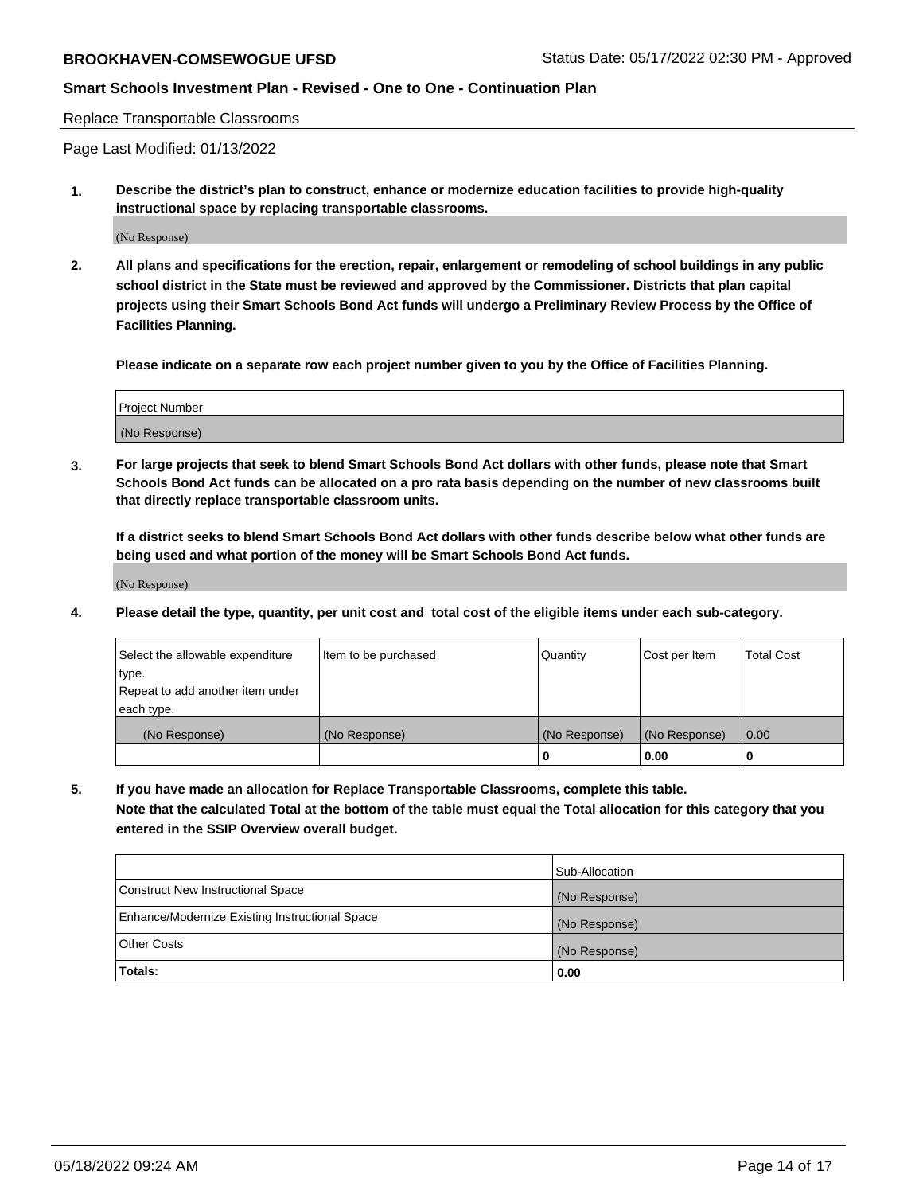Replace Transportable Classrooms

Page Last Modified: 01/13/2022

**1. Describe the district's plan to construct, enhance or modernize education facilities to provide high-quality instructional space by replacing transportable classrooms.**

(No Response)

**2. All plans and specifications for the erection, repair, enlargement or remodeling of school buildings in any public school district in the State must be reviewed and approved by the Commissioner. Districts that plan capital projects using their Smart Schools Bond Act funds will undergo a Preliminary Review Process by the Office of Facilities Planning.**

**Please indicate on a separate row each project number given to you by the Office of Facilities Planning.**

| Project Number |
|---|
| (No Response) |

**3. For large projects that seek to blend Smart Schools Bond Act dollars with other funds, please note that Smart Schools Bond Act funds can be allocated on a pro rata basis depending on the number of new classrooms built that directly replace transportable classroom units.**

**If a district seeks to blend Smart Schools Bond Act dollars with other funds describe below what other funds are being used and what portion of the money will be Smart Schools Bond Act funds.**

(No Response)

**4. Please detail the type, quantity, per unit cost and total cost of the eligible items under each sub-category.**

| Select the allowable expenditure type. Repeat to add another item under each type. | Item to be purchased | Quantity | Cost per Item | Total Cost |
|---|---|---|---|---|
| (No Response) | (No Response) | (No Response) | (No Response) | 0.00 |
| | | 0 | 0.00 | 0 |

**5. If you have made an allocation for Replace Transportable Classrooms, complete this table. Note that the calculated Total at the bottom of the table must equal the Total allocation for this category that you entered in the SSIP Overview overall budget.**

| | Sub-Allocation |
|---|---|
| Construct New Instructional Space | (No Response) |
| Enhance/Modernize Existing Instructional Space | (No Response) |
| Other Costs | (No Response) |
| **Totals:** | **0.00** |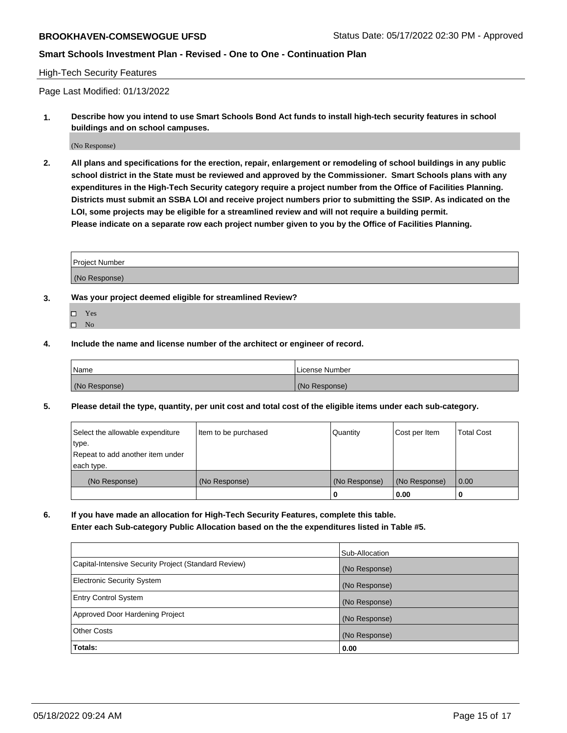High-Tech Security Features

Page Last Modified: 01/13/2022

**1. Describe how you intend to use Smart Schools Bond Act funds to install high-tech security features in school buildings and on school campuses.**

(No Response)

**2. All plans and specifications for the erection, repair, enlargement or remodeling of school buildings in any public school district in the State must be reviewed and approved by the Commissioner. Smart Schools plans with any expenditures in the High-Tech Security category require a project number from the Office of Facilities Planning. Districts must submit an SSBA LOI and receive project numbers prior to submitting the SSIP. As indicated on the LOI, some projects may be eligible for a streamlined review and will not require a building permit.**
**Please indicate on a separate row each project number given to you by the Office of Facilities Planning.**

| Project Number |
|---|
| (No Response) |

**3. Was your project deemed eligible for streamlined Review?**

- ☐ Yes
- ☐ No

**4. Include the name and license number of the architect or engineer of record.**

| Name | License Number |
|---|---|
| (No Response) | (No Response) |

**5. Please detail the type, quantity, per unit cost and total cost of the eligible items under each sub-category.**

| Select the allowable expenditure type. Repeat to add another item under each type. | Item to be purchased | Quantity | Cost per Item | Total Cost |
|---|---|---|---|---|
| (No Response) | (No Response) | (No Response) | (No Response) | 0.00 |
| | | 0 | 0.00 | 0 |

**6. If you have made an allocation for High-Tech Security Features, complete this table.**
**Enter each Sub-category Public Allocation based on the the expenditures listed in Table #5.**

| | Sub-Allocation |
|---|---|
| Capital-Intensive Security Project (Standard Review) | (No Response) |
| Electronic Security System | (No Response) |
| Entry Control System | (No Response) |
| Approved Door Hardening Project | (No Response) |
| Other Costs | (No Response) |
| **Totals:** | **0.00** |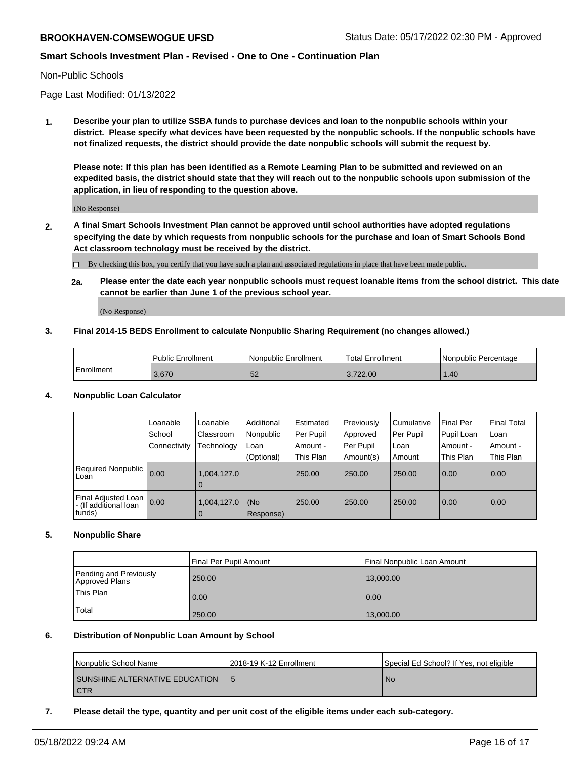Non-Public Schools

Page Last Modified: 01/13/2022

**1. Describe your plan to utilize SSBA funds to purchase devices and loan to the nonpublic schools within your district. Please specify what devices have been requested by the nonpublic schools. If the nonpublic schools have not finalized requests, the district should provide the date nonpublic schools will submit the request by.**

**Please note: If this plan has been identified as a Remote Learning Plan to be submitted and reviewed on an expedited basis, the district should state that they will reach out to the nonpublic schools upon submission of the application, in lieu of responding to the question above.**

(No Response)

**2. A final Smart Schools Investment Plan cannot be approved until school authorities have adopted regulations specifying the date by which requests from nonpublic schools for the purchase and loan of Smart Schools Bond Act classroom technology must be received by the district.**

☐ By checking this box, you certify that you have such a plan and associated regulations in place that have been made public.

**2a. Please enter the date each year nonpublic schools must request loanable items from the school district. This date cannot be earlier than June 1 of the previous school year.**

(No Response)

**3. Final 2014-15 BEDS Enrollment to calculate Nonpublic Sharing Requirement (no changes allowed.)**

| | Public Enrollment | Nonpublic Enrollment | Total Enrollment | Nonpublic Percentage |
|---|---|---|---|---|
| Enrollment | 3,670 | 52 | 3,722.00 | 1.40 |

**4. Nonpublic Loan Calculator**

| | Loanable School Connectivity | Loanable Classroom Technology | Additional Nonpublic Loan (Optional) | Estimated Per Pupil Amount - This Plan | Previously Approved Per Pupil Amount(s) | Cumulative Per Pupil Loan Amount | Final Per Pupil Loan Amount - This Plan | Final Total Loan Amount - This Plan |
|---|---|---|---|---|---|---|---|---|
| Required Nonpublic Loan | 0.00 | 1,004,127.00 | | 250.00 | 250.00 | 250.00 | 0.00 | 0.00 |
| Final Adjusted Loan - (If additional loan funds) | 0.00 | 1,004,127.00 | (No Response) | 250.00 | 250.00 | 250.00 | 0.00 | 0.00 |

**5. Nonpublic Share**

| | Final Per Pupil Amount | Final Nonpublic Loan Amount |
|---|---|---|
| Pending and Previously Approved Plans | 250.00 | 13,000.00 |
| This Plan | 0.00 | 0.00 |
| Total | 250.00 | 13,000.00 |

**6. Distribution of Nonpublic Loan Amount by School**

| Nonpublic School Name | 2018-19 K-12 Enrollment | Special Ed School? If Yes, not eligible |
|---|---|---|
| SUNSHINE ALTERNATIVE EDUCATION CTR | 5 | No |

**7. Please detail the type, quantity and per unit cost of the eligible items under each sub-category.**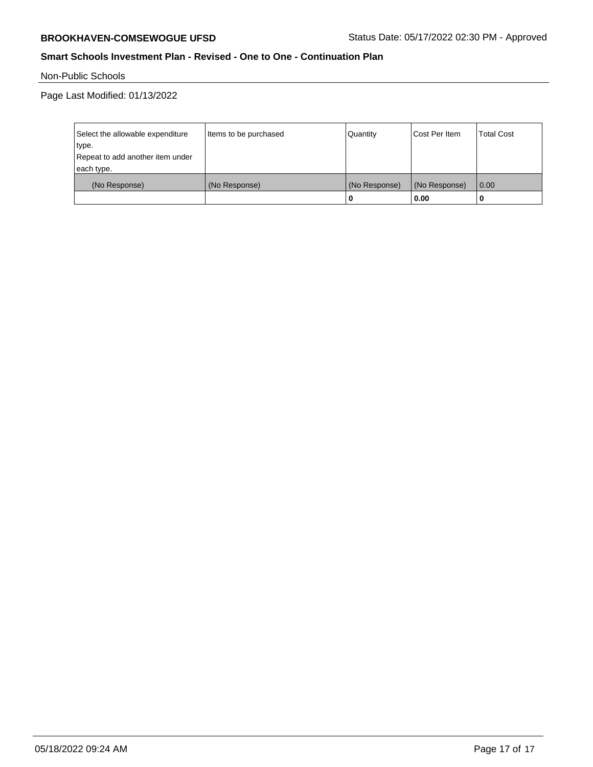## Smart Schools Investment Plan - Revised - One to One - Continuation Plan

Non-Public Schools

Page Last Modified: 01/13/2022

| Select the allowable expenditure type. Repeat to add another item under each type. | Items to be purchased | Quantity | Cost Per Item | Total Cost |
|---|---|---|---|---|
| (No Response) | (No Response) | (No Response) | (No Response) | 0.00 |
| | | **0** | **0.00** | **0** |